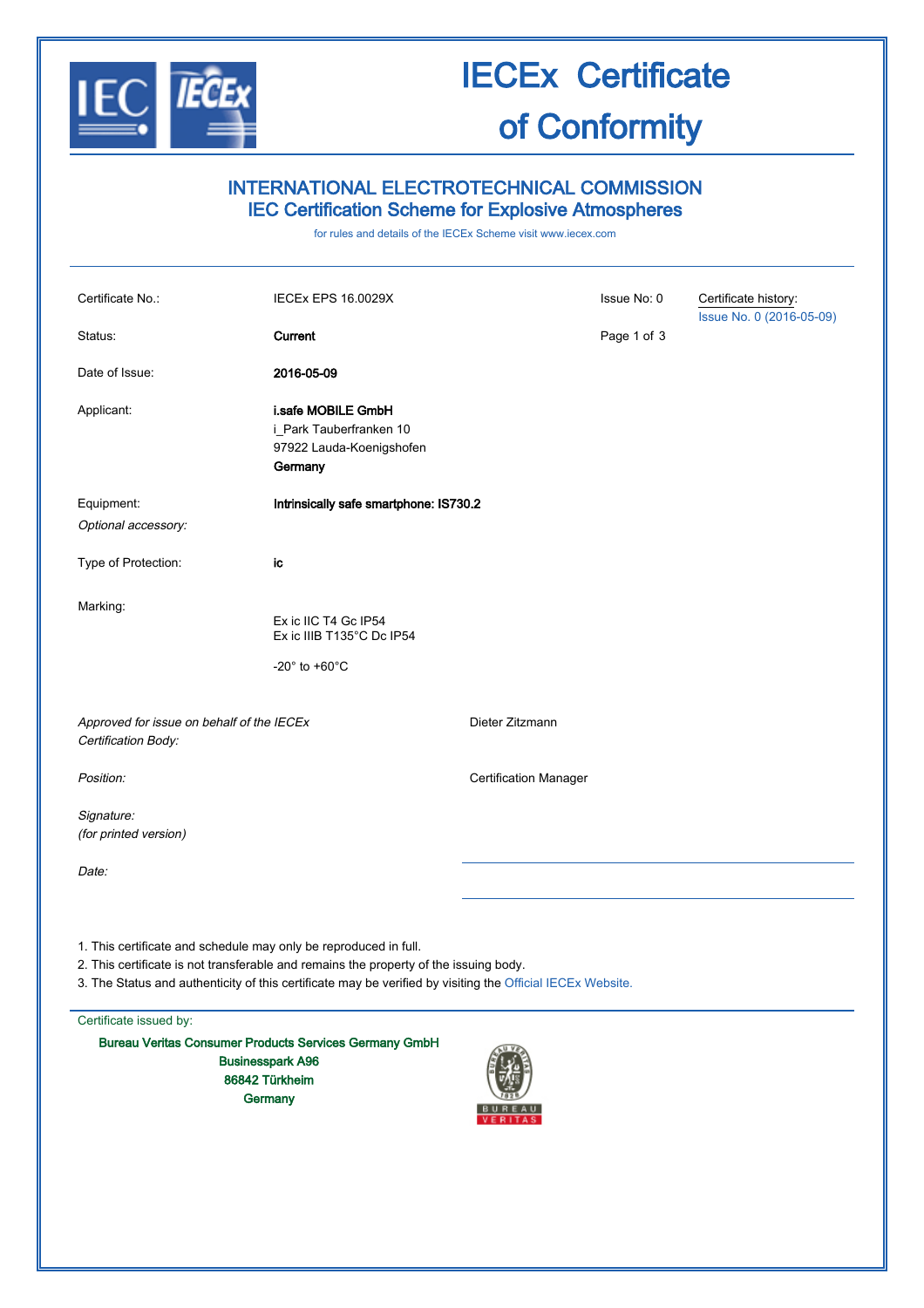# IECEx Certificate of Conformity

## INTERNATIONAL ELECTROTECHNICAL COMMISSION
## IEC Certification Scheme for Explosive Atmospheres

for rules and details of the IECEx Scheme visit www.iecex.com

| | | | |
|---|---|---|---|
| Certificate No.: | IECEx EPS 16.0029X | Issue No: 0 | Certificate history: Issue No. 0 (2016-05-09) |
| Status: | **Current** | | |
| Date of Issue: | **2016-05-09** | | |
| Applicant: | **i.safe MOBILE GmbH**<br>i_Park Tauberfranken 10<br>97922 Lauda-Koenigshofen<br>**Germany** | | |
| Equipment: | **Intrinsically safe smartphone: IS730.2** | | |
| *Optional accessory:* | | | |
| Type of Protection: | **ic** | | |
| Marking: | Ex ic IIC T4 Gc IP54<br>Ex ic IIIB T135°C Dc IP54<br><br>-20° to +60°C | | |

| | |
|---|---|
| *Approved for issue on behalf of the IECEx Certification Body:* | Dieter Zitzmann |
| *Position:* | Certification Manager |
| *Signature:* *(for printed version)* | |
| *Date:* | |

1. This certificate and schedule may only be reproduced in full.
2. This certificate is not transferable and remains the property of the issuing body.
3. The Status and authenticity of this certificate may be verified by visiting the Official IECEx Website.

Certificate issued by:

**Bureau Veritas Consumer Products Services Germany GmbH**
**Businesspark A96**
**86842 Türkheim**
**Germany**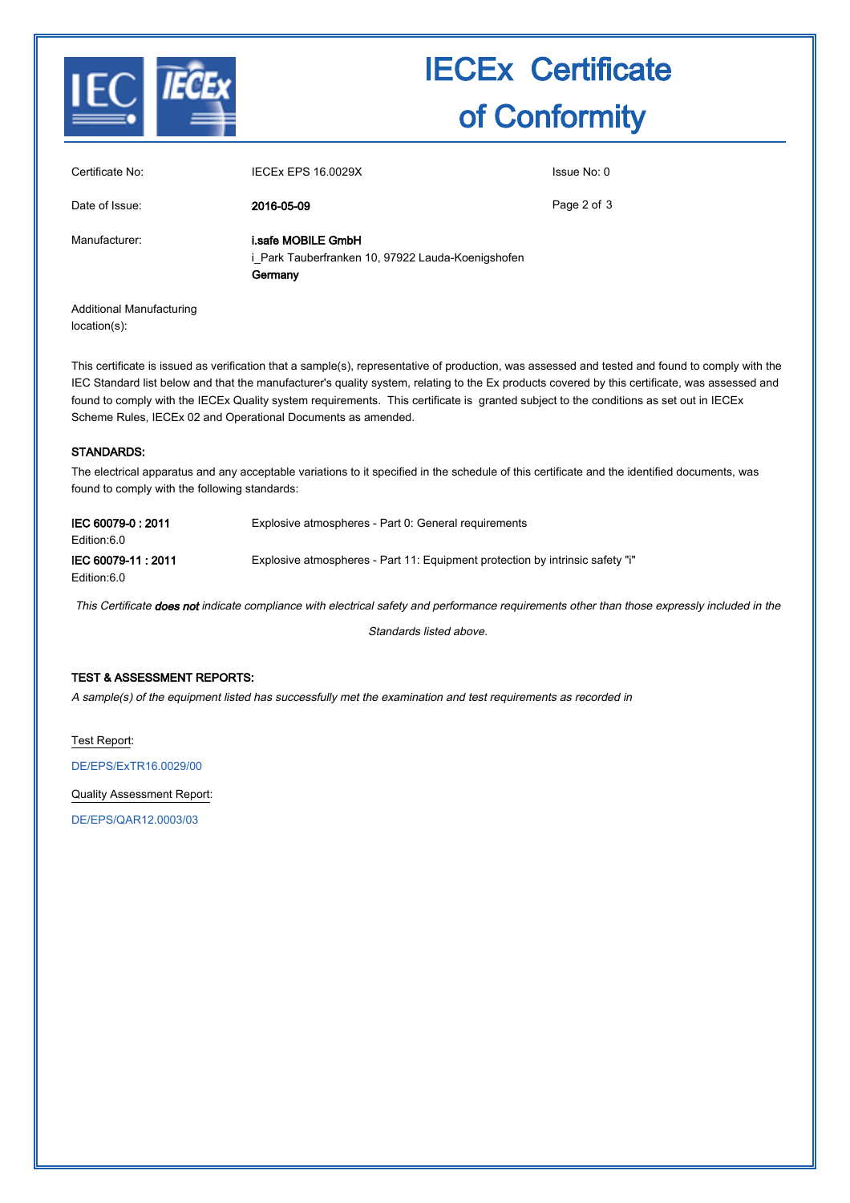# IECEx Certificate of Conformity

| | | |
|---|---|---|
| Certificate No: | IECEx EPS 16.0029X | Issue No: 0 |
| Date of Issue: | **2016-05-09** | |
| Manufacturer: | **i.safe MOBILE GmbH**<br>i_Park Tauberfranken 10, 97922 Lauda-Koenigshofen<br>**Germany** | |
| Additional Manufacturing location(s): | | |

This certificate is issued as verification that a sample(s), representative of production, was assessed and tested and found to comply with the IEC Standard list below and that the manufacturer's quality system, relating to the Ex products covered by this certificate, was assessed and found to comply with the IECEx Quality system requirements. This certificate is granted subject to the conditions as set out in IECEx Scheme Rules, IECEx 02 and Operational Documents as amended.

## STANDARDS:

The electrical apparatus and any acceptable variations to it specified in the schedule of this certificate and the identified documents, was found to comply with the following standards:

| | |
|---|---|
| **IEC 60079-0 : 2011**<br>Edition:6.0 | Explosive atmospheres - Part 0: General requirements |
| **IEC 60079-11 : 2011**<br>Edition:6.0 | Explosive atmospheres - Part 11: Equipment protection by intrinsic safety "i" |

*This Certificate **does not** indicate compliance with electrical safety and performance requirements other than those expressly included in the Standards listed above.*

## TEST & ASSESSMENT REPORTS:

*A sample(s) of the equipment listed has successfully met the examination and test requirements as recorded in*

Test Report:

DE/EPS/ExTR16.0029/00

Quality Assessment Report:

DE/EPS/QAR12.0003/03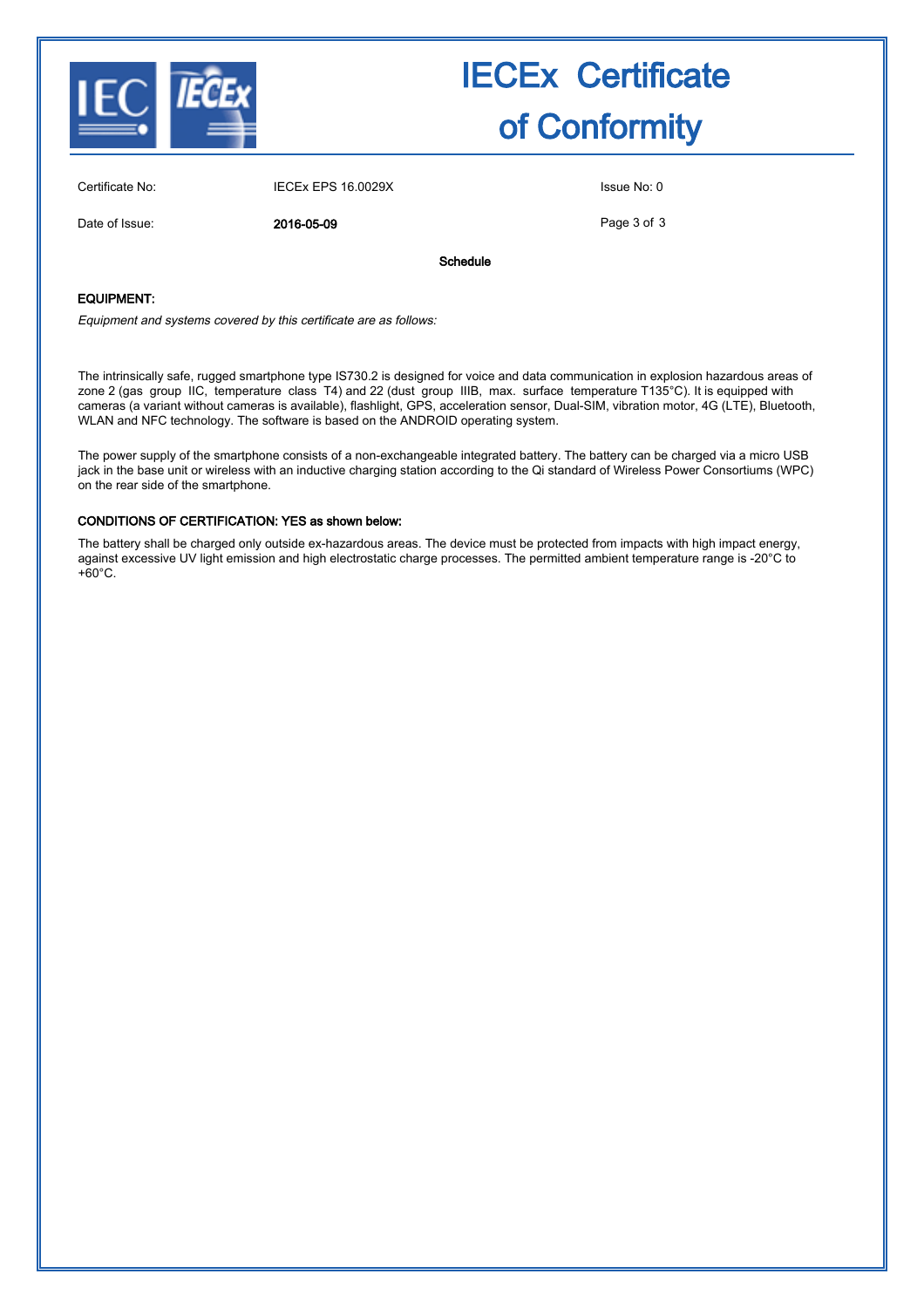# IECEx Certificate of Conformity

| | | |
|---|---|---|
| Certificate No: | IECEx EPS 16.0029X | Issue No: 0 |
| Date of Issue: | **2016-05-09** | |

**Schedule**

**EQUIPMENT:**

*Equipment and systems covered by this certificate are as follows:*

The intrinsically safe, rugged smartphone type IS730.2 is designed for voice and data communication in explosion hazardous areas of zone 2 (gas group IIC, temperature class T4) and 22 (dust group IIIB, max. surface temperature T135°C). It is equipped with cameras (a variant without cameras is available), flashlight, GPS, acceleration sensor, Dual-SIM, vibration motor, 4G (LTE), Bluetooth, WLAN and NFC technology. The software is based on the ANDROID operating system.

The power supply of the smartphone consists of a non-exchangeable integrated battery. The battery can be charged via a micro USB jack in the base unit or wireless with an inductive charging station according to the Qi standard of Wireless Power Consortiums (WPC) on the rear side of the smartphone.

**CONDITIONS OF CERTIFICATION: YES as shown below:**

The battery shall be charged only outside ex-hazardous areas. The device must be protected from impacts with high impact energy, against excessive UV light emission and high electrostatic charge processes. The permitted ambient temperature range is -20°C to +60°C.